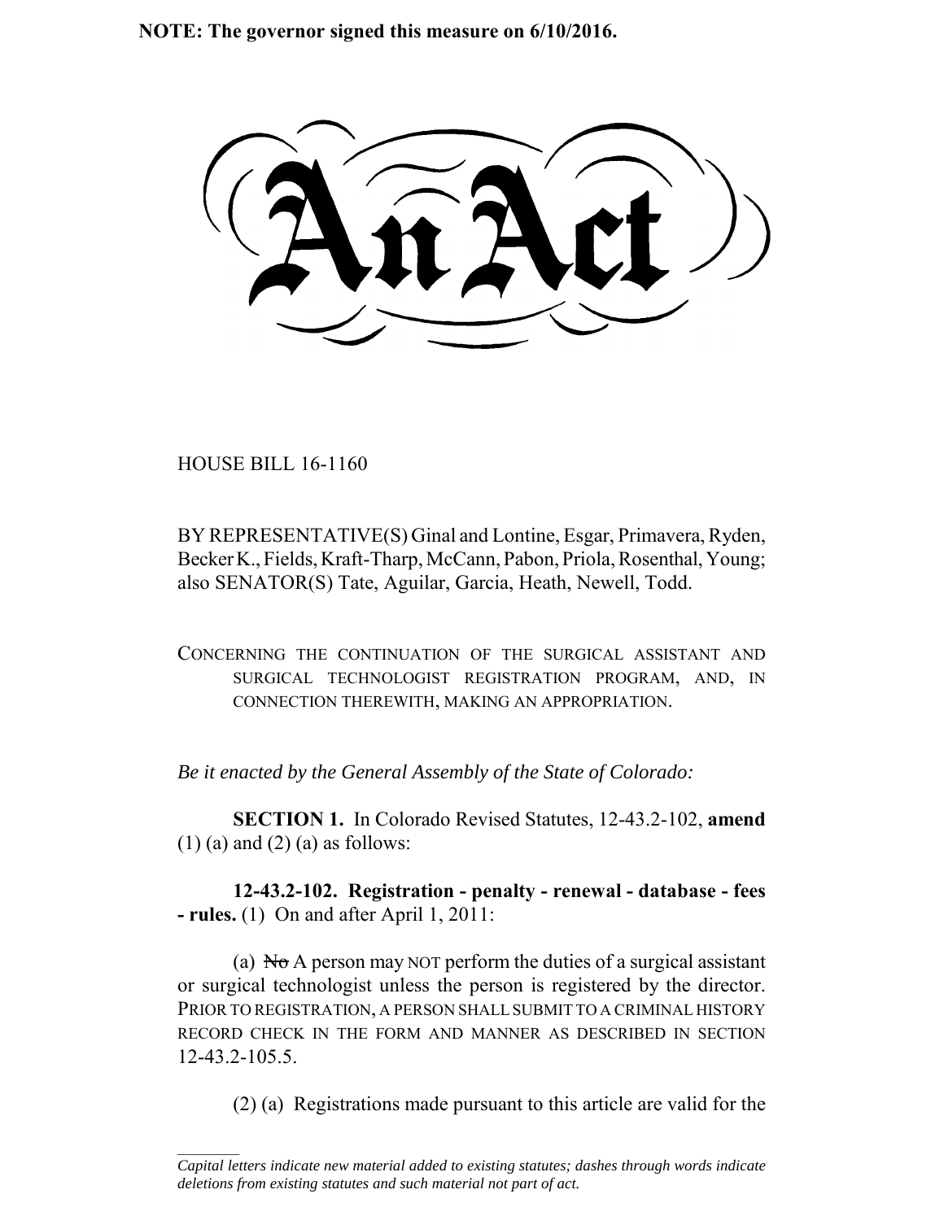**NOTE: The governor signed this measure on 6/10/2016.**

# An Act

HOUSE BILL 16-1160

BY REPRESENTATIVE(S) Ginal and Lontine, Esgar, Primavera, Ryden, Becker K., Fields, Kraft-Tharp, McCann, Pabon, Priola, Rosenthal, Young; also SENATOR(S) Tate, Aguilar, Garcia, Heath, Newell, Todd.

CONCERNING THE CONTINUATION OF THE SURGICAL ASSISTANT AND SURGICAL TECHNOLOGIST REGISTRATION PROGRAM, AND, IN CONNECTION THEREWITH, MAKING AN APPROPRIATION.

*Be it enacted by the General Assembly of the State of Colorado:*

**SECTION 1.** In Colorado Revised Statutes, 12-43.2-102, **amend** (1) (a) and (2) (a) as follows:

**12-43.2-102. Registration - penalty - renewal - database - fees - rules.** (1) On and after April 1, 2011:

(a) ~~No~~ A person may NOT perform the duties of a surgical assistant or surgical technologist unless the person is registered by the director. PRIOR TO REGISTRATION, A PERSON SHALL SUBMIT TO A CRIMINAL HISTORY RECORD CHECK IN THE FORM AND MANNER AS DESCRIBED IN SECTION 12-43.2-105.5.

(2) (a) Registrations made pursuant to this article are valid for the

---

*Capital letters indicate new material added to existing statutes; dashes through words indicate deletions from existing statutes and such material not part of act.*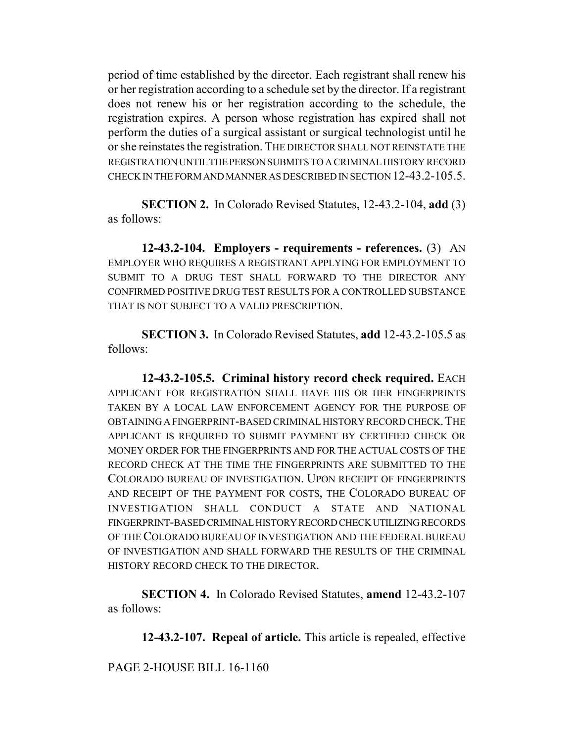period of time established by the director. Each registrant shall renew his or her registration according to a schedule set by the director. If a registrant does not renew his or her registration according to the schedule, the registration expires. A person whose registration has expired shall not perform the duties of a surgical assistant or surgical technologist until he or she reinstates the registration. THE DIRECTOR SHALL NOT REINSTATE THE REGISTRATION UNTIL THE PERSON SUBMITS TO A CRIMINAL HISTORY RECORD CHECK IN THE FORM AND MANNER AS DESCRIBED IN SECTION 12-43.2-105.5.

**SECTION 2.** In Colorado Revised Statutes, 12-43.2-104, **add** (3) as follows:

**12-43.2-104. Employers - requirements - references.** (3) AN EMPLOYER WHO REQUIRES A REGISTRANT APPLYING FOR EMPLOYMENT TO SUBMIT TO A DRUG TEST SHALL FORWARD TO THE DIRECTOR ANY CONFIRMED POSITIVE DRUG TEST RESULTS FOR A CONTROLLED SUBSTANCE THAT IS NOT SUBJECT TO A VALID PRESCRIPTION.

**SECTION 3.** In Colorado Revised Statutes, **add** 12-43.2-105.5 as follows:

**12-43.2-105.5. Criminal history record check required.** EACH APPLICANT FOR REGISTRATION SHALL HAVE HIS OR HER FINGERPRINTS TAKEN BY A LOCAL LAW ENFORCEMENT AGENCY FOR THE PURPOSE OF OBTAINING A FINGERPRINT-BASED CRIMINAL HISTORY RECORD CHECK. THE APPLICANT IS REQUIRED TO SUBMIT PAYMENT BY CERTIFIED CHECK OR MONEY ORDER FOR THE FINGERPRINTS AND FOR THE ACTUAL COSTS OF THE RECORD CHECK AT THE TIME THE FINGERPRINTS ARE SUBMITTED TO THE COLORADO BUREAU OF INVESTIGATION. UPON RECEIPT OF FINGERPRINTS AND RECEIPT OF THE PAYMENT FOR COSTS, THE COLORADO BUREAU OF INVESTIGATION SHALL CONDUCT A STATE AND NATIONAL FINGERPRINT-BASED CRIMINAL HISTORY RECORD CHECK UTILIZING RECORDS OF THE COLORADO BUREAU OF INVESTIGATION AND THE FEDERAL BUREAU OF INVESTIGATION AND SHALL FORWARD THE RESULTS OF THE CRIMINAL HISTORY RECORD CHECK TO THE DIRECTOR.

**SECTION 4.** In Colorado Revised Statutes, **amend** 12-43.2-107 as follows:

**12-43.2-107. Repeal of article.** This article is repealed, effective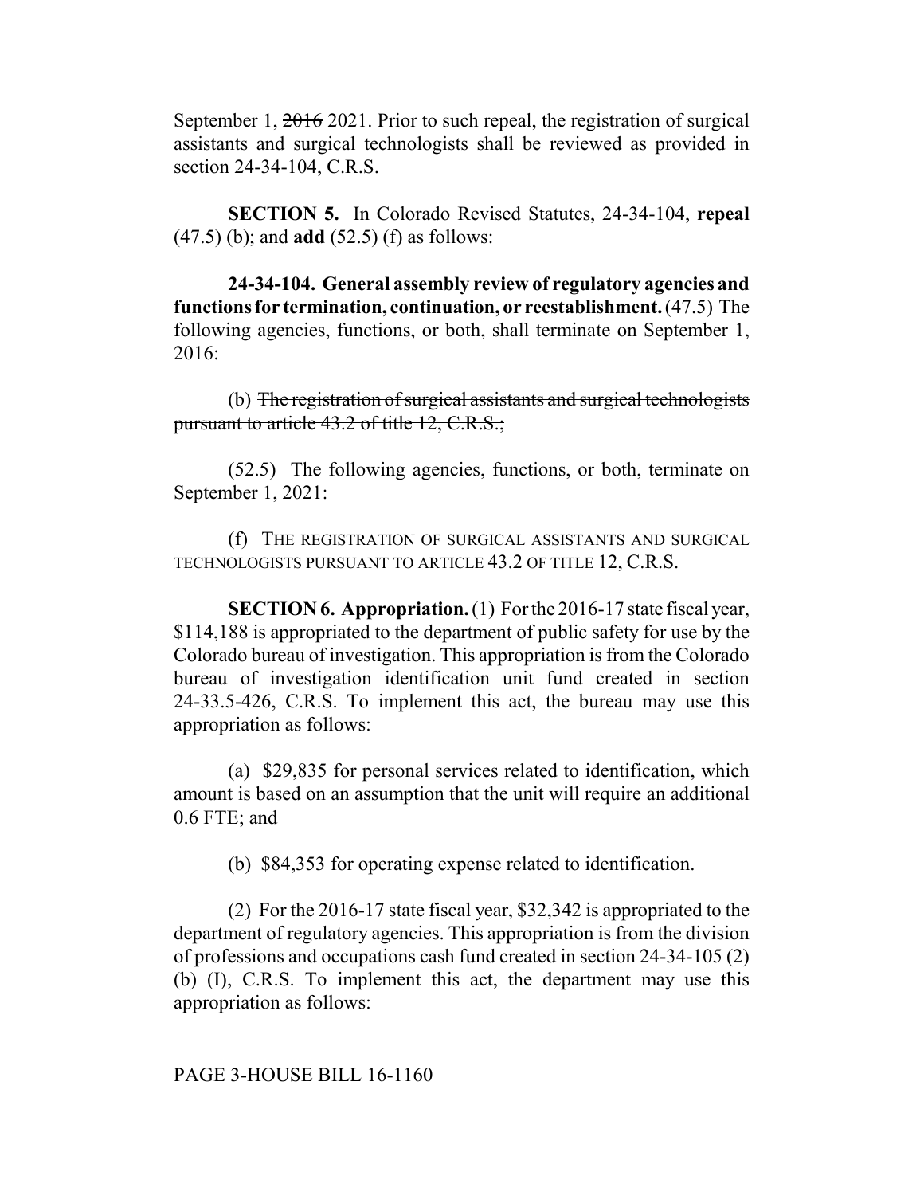September 1, ~~2016~~ 2021. Prior to such repeal, the registration of surgical assistants and surgical technologists shall be reviewed as provided in section 24-34-104, C.R.S.

**SECTION 5.** In Colorado Revised Statutes, 24-34-104, **repeal** (47.5) (b); and **add** (52.5) (f) as follows:

**24-34-104. General assembly review of regulatory agencies and functions for termination, continuation, or reestablishment.** (47.5) The following agencies, functions, or both, shall terminate on September 1, 2016:

(b) ~~The registration of surgical assistants and surgical technologists pursuant to article 43.2 of title 12, C.R.S.;~~

(52.5) The following agencies, functions, or both, terminate on September 1, 2021:

(f) THE REGISTRATION OF SURGICAL ASSISTANTS AND SURGICAL TECHNOLOGISTS PURSUANT TO ARTICLE 43.2 OF TITLE 12, C.R.S.

**SECTION 6. Appropriation.** (1) For the 2016-17 state fiscal year, $114,188 is appropriated to the department of public safety for use by the Colorado bureau of investigation. This appropriation is from the Colorado bureau of investigation identification unit fund created in section 24-33.5-426, C.R.S. To implement this act, the bureau may use this appropriation as follows:

(a) $29,835 for personal services related to identification, which amount is based on an assumption that the unit will require an additional 0.6 FTE; and

(b) $84,353 for operating expense related to identification.

(2) For the 2016-17 state fiscal year, $32,342 is appropriated to the department of regulatory agencies. This appropriation is from the division of professions and occupations cash fund created in section 24-34-105 (2) (b) (I), C.R.S. To implement this act, the department may use this appropriation as follows: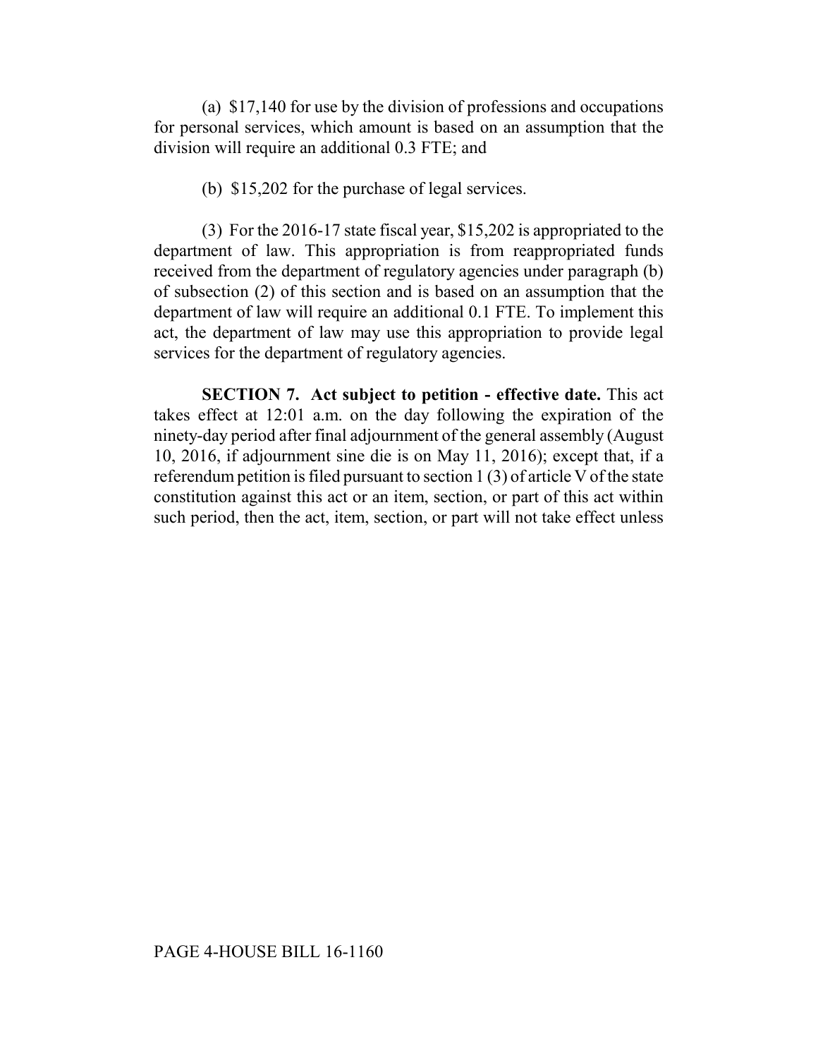(a) $17,140 for use by the division of professions and occupations for personal services, which amount is based on an assumption that the division will require an additional 0.3 FTE; and

(b) $15,202 for the purchase of legal services.

(3) For the 2016-17 state fiscal year, $15,202 is appropriated to the department of law. This appropriation is from reappropriated funds received from the department of regulatory agencies under paragraph (b) of subsection (2) of this section and is based on an assumption that the department of law will require an additional 0.1 FTE. To implement this act, the department of law may use this appropriation to provide legal services for the department of regulatory agencies.

**SECTION 7. Act subject to petition - effective date.** This act takes effect at 12:01 a.m. on the day following the expiration of the ninety-day period after final adjournment of the general assembly (August 10, 2016, if adjournment sine die is on May 11, 2016); except that, if a referendum petition is filed pursuant to section 1 (3) of article V of the state constitution against this act or an item, section, or part of this act within such period, then the act, item, section, or part will not take effect unless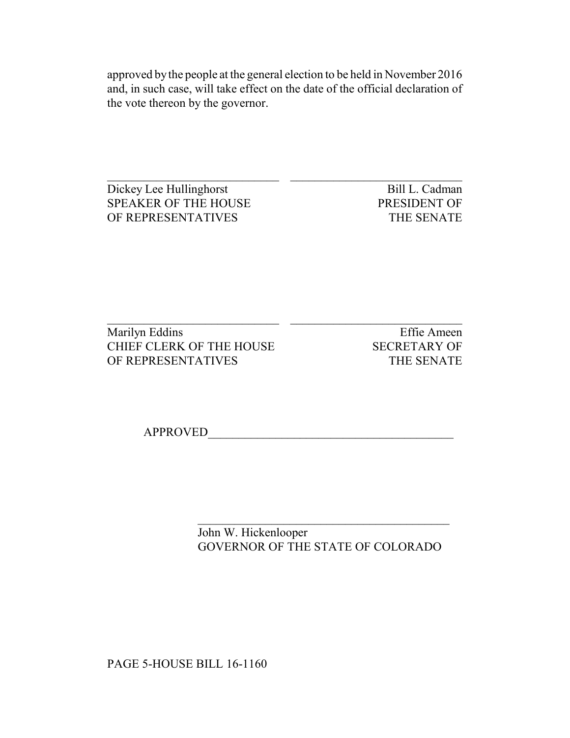approved by the people at the general election to be held in November 2016 and, in such case, will take effect on the date of the official declaration of the vote thereon by the governor.

____________________________ ____________________________

Dickey Lee Hullinghorst
SPEAKER OF THE HOUSE
OF REPRESENTATIVES

Bill L. Cadman
PRESIDENT OF
THE SENATE

____________________________ ____________________________

Marilyn Eddins
CHIEF CLERK OF THE HOUSE
OF REPRESENTATIVES

Effie Ameen
SECRETARY OF
THE SENATE

APPROVED________________________________________

_________________________________________

John W. Hickenlooper
GOVERNOR OF THE STATE OF COLORADO

PAGE 5-HOUSE BILL 16-1160